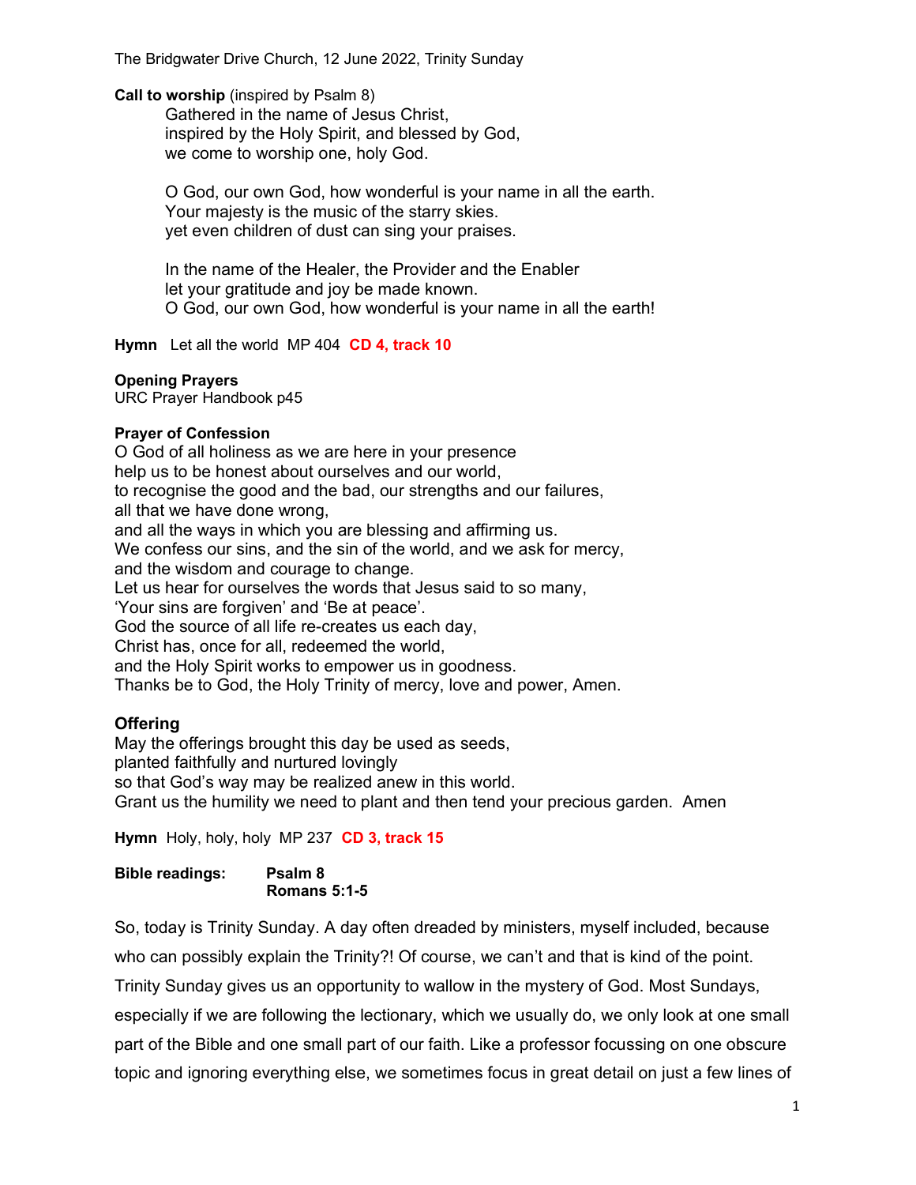The Bridgwater Drive Church, 12 June 2022, Trinity Sunday

**Call to worship** (inspired by Psalm 8)

Gathered in the name of Jesus Christ,
inspired by the Holy Spirit, and blessed by God,
we come to worship one, holy God.

O God, our own God, how wonderful is your name in all the earth.
Your majesty is the music of the starry skies.
yet even children of dust can sing your praises.

In the name of the Healer, the Provider and the Enabler
let your gratitude and joy be made known.
O God, our own God, how wonderful is your name in all the earth!

**Hymn** Let all the world MP 404 **CD 4, track 10**

**Opening Prayers**
URC Prayer Handbook p45

**Prayer of Confession**
O God of all holiness as we are here in your presence
help us to be honest about ourselves and our world,
to recognise the good and the bad, our strengths and our failures,
all that we have done wrong,
and all the ways in which you are blessing and affirming us.
We confess our sins, and the sin of the world, and we ask for mercy,
and the wisdom and courage to change.
Let us hear for ourselves the words that Jesus said to so many,
'Your sins are forgiven' and 'Be at peace'.
God the source of all life re-creates us each day,
Christ has, once for all, redeemed the world,
and the Holy Spirit works to empower us in goodness.
Thanks be to God, the Holy Trinity of mercy, love and power, Amen.

**Offering**
May the offerings brought this day be used as seeds,
planted faithfully and nurtured lovingly
so that God's way may be realized anew in this world.
Grant us the humility we need to plant and then tend your precious garden. Amen

**Hymn** Holy, holy, holy MP 237 **CD 3, track 15**

**Bible readings:** **Psalm 8**
**Romans 5:1-5**

So, today is Trinity Sunday. A day often dreaded by ministers, myself included, because who can possibly explain the Trinity?! Of course, we can't and that is kind of the point. Trinity Sunday gives us an opportunity to wallow in the mystery of God. Most Sundays, especially if we are following the lectionary, which we usually do, we only look at one small part of the Bible and one small part of our faith. Like a professor focussing on one obscure topic and ignoring everything else, we sometimes focus in great detail on just a few lines of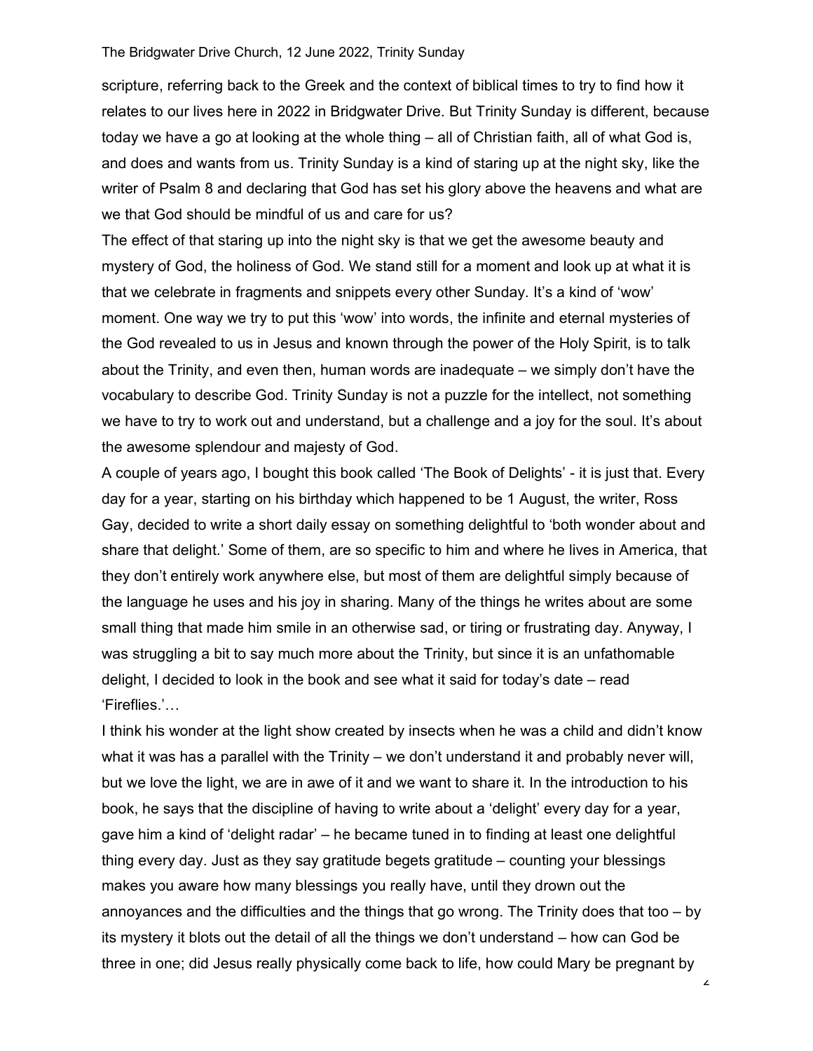scripture, referring back to the Greek and the context of biblical times to try to find how it relates to our lives here in 2022 in Bridgwater Drive. But Trinity Sunday is different, because today we have a go at looking at the whole thing – all of Christian faith, all of what God is, and does and wants from us. Trinity Sunday is a kind of staring up at the night sky, like the writer of Psalm 8 and declaring that God has set his glory above the heavens and what are we that God should be mindful of us and care for us?

The effect of that staring up into the night sky is that we get the awesome beauty and mystery of God, the holiness of God. We stand still for a moment and look up at what it is that we celebrate in fragments and snippets every other Sunday. It's a kind of 'wow' moment. One way we try to put this 'wow' into words, the infinite and eternal mysteries of the God revealed to us in Jesus and known through the power of the Holy Spirit, is to talk about the Trinity, and even then, human words are inadequate – we simply don't have the vocabulary to describe God. Trinity Sunday is not a puzzle for the intellect, not something we have to try to work out and understand, but a challenge and a joy for the soul. It's about the awesome splendour and majesty of God.

A couple of years ago, I bought this book called 'The Book of Delights' - it is just that. Every day for a year, starting on his birthday which happened to be 1 August, the writer, Ross Gay, decided to write a short daily essay on something delightful to 'both wonder about and share that delight.' Some of them, are so specific to him and where he lives in America, that they don't entirely work anywhere else, but most of them are delightful simply because of the language he uses and his joy in sharing. Many of the things he writes about are some small thing that made him smile in an otherwise sad, or tiring or frustrating day. Anyway, I was struggling a bit to say much more about the Trinity, but since it is an unfathomable delight, I decided to look in the book and see what it said for today's date – read 'Fireflies.'…

I think his wonder at the light show created by insects when he was a child and didn't know what it was has a parallel with the Trinity – we don't understand it and probably never will, but we love the light, we are in awe of it and we want to share it. In the introduction to his book, he says that the discipline of having to write about a 'delight' every day for a year, gave him a kind of 'delight radar' – he became tuned in to finding at least one delightful thing every day. Just as they say gratitude begets gratitude – counting your blessings makes you aware how many blessings you really have, until they drown out the annoyances and the difficulties and the things that go wrong. The Trinity does that too – by its mystery it blots out the detail of all the things we don't understand – how can God be three in one; did Jesus really physically come back to life, how could Mary be pregnant by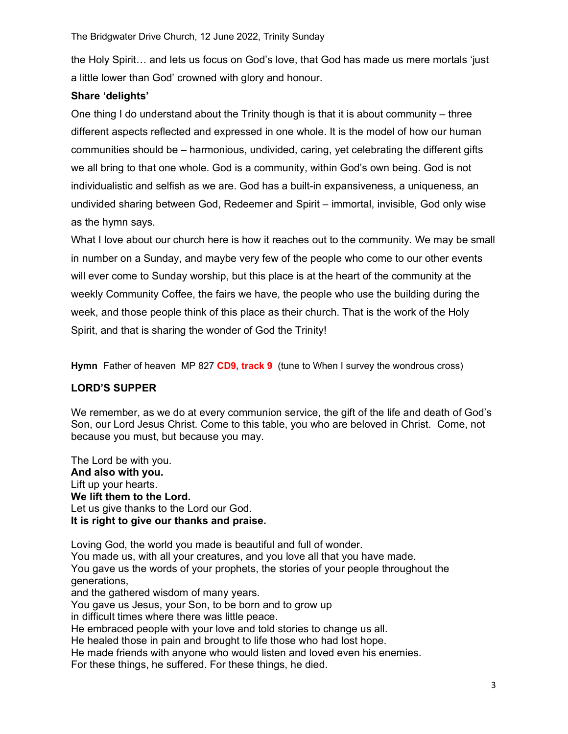the Holy Spirit… and lets us focus on God's love, that God has made us mere mortals 'just a little lower than God' crowned with glory and honour.

**Share 'delights'**

One thing I do understand about the Trinity though is that it is about community – three different aspects reflected and expressed in one whole. It is the model of how our human communities should be – harmonious, undivided, caring, yet celebrating the different gifts we all bring to that one whole. God is a community, within God's own being. God is not individualistic and selfish as we are. God has a built-in expansiveness, a uniqueness, an undivided sharing between God, Redeemer and Spirit – immortal, invisible, God only wise as the hymn says.

What I love about our church here is how it reaches out to the community. We may be small in number on a Sunday, and maybe very few of the people who come to our other events will ever come to Sunday worship, but this place is at the heart of the community at the weekly Community Coffee, the fairs we have, the people who use the building during the week, and those people think of this place as their church. That is the work of the Holy Spirit, and that is sharing the wonder of God the Trinity!

**Hymn** Father of heaven MP 827 **CD9, track 9** (tune to When I survey the wondrous cross)

**LORD'S SUPPER**

We remember, as we do at every communion service, the gift of the life and death of God's Son, our Lord Jesus Christ. Come to this table, you who are beloved in Christ. Come, not because you must, but because you may.

The Lord be with you.
**And also with you.**
Lift up your hearts.
**We lift them to the Lord.**
Let us give thanks to the Lord our God.
**It is right to give our thanks and praise.**

Loving God, the world you made is beautiful and full of wonder.
You made us, with all your creatures, and you love all that you have made.
You gave us the words of your prophets, the stories of your people throughout the generations,
and the gathered wisdom of many years.
You gave us Jesus, your Son, to be born and to grow up
in difficult times where there was little peace.
He embraced people with your love and told stories to change us all.
He healed those in pain and brought to life those who had lost hope.
He made friends with anyone who would listen and loved even his enemies.
For these things, he suffered. For these things, he died.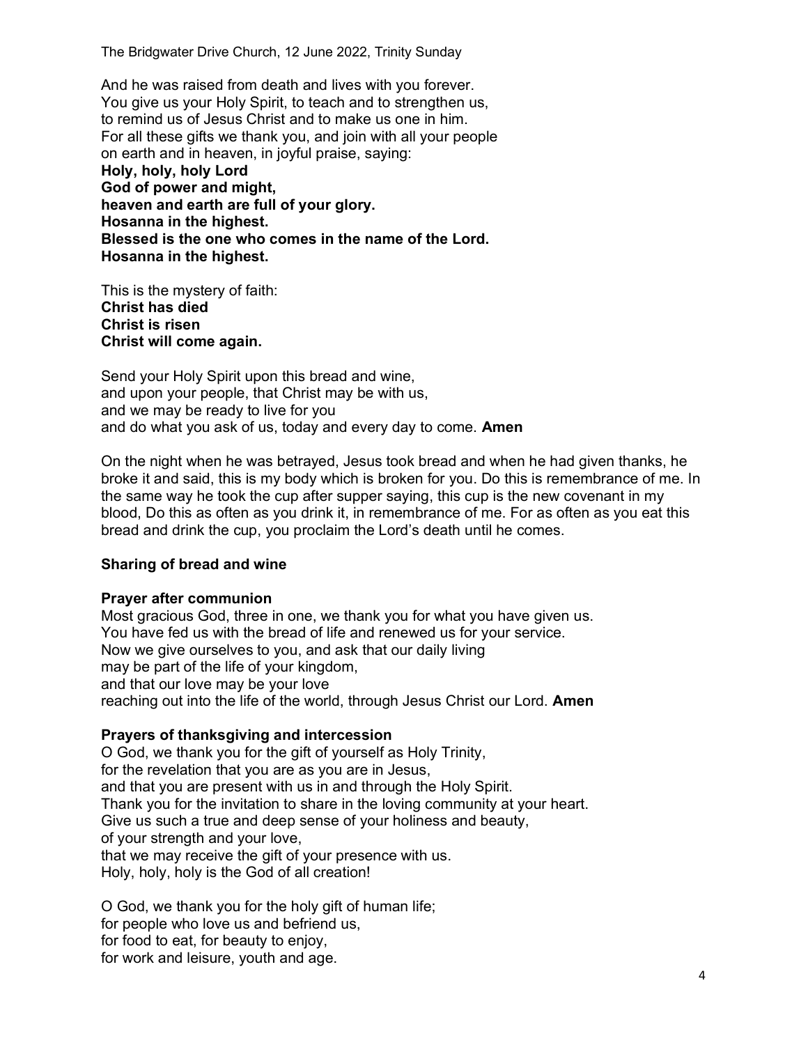And he was raised from death and lives with you forever.
You give us your Holy Spirit, to teach and to strengthen us,
to remind us of Jesus Christ and to make us one in him.
For all these gifts we thank you, and join with all your people
on earth and in heaven, in joyful praise, saying:
**Holy, holy, holy Lord**
**God of power and might,**
**heaven and earth are full of your glory.**
**Hosanna in the highest.**
**Blessed is the one who comes in the name of the Lord.**
**Hosanna in the highest.**

This is the mystery of faith:
**Christ has died**
**Christ is risen**
**Christ will come again.**

Send your Holy Spirit upon this bread and wine,
and upon your people, that Christ may be with us,
and we may be ready to live for you
and do what you ask of us, today and every day to come. **Amen**

On the night when he was betrayed, Jesus took bread and when he had given thanks, he broke it and said, this is my body which is broken for you. Do this is remembrance of me. In the same way he took the cup after supper saying, this cup is the new covenant in my blood, Do this as often as you drink it, in remembrance of me. For as often as you eat this bread and drink the cup, you proclaim the Lord's death until he comes.

**Sharing of bread and wine**

**Prayer after communion**
Most gracious God, three in one, we thank you for what you have given us.
You have fed us with the bread of life and renewed us for your service.
Now we give ourselves to you, and ask that our daily living
may be part of the life of your kingdom,
and that our love may be your love
reaching out into the life of the world, through Jesus Christ our Lord. **Amen**

**Prayers of thanksgiving and intercession**
O God, we thank you for the gift of yourself as Holy Trinity,
for the revelation that you are as you are in Jesus,
and that you are present with us in and through the Holy Spirit.
Thank you for the invitation to share in the loving community at your heart.
Give us such a true and deep sense of your holiness and beauty,
of your strength and your love,
that we may receive the gift of your presence with us.
Holy, holy, holy is the God of all creation!

O God, we thank you for the holy gift of human life;
for people who love us and befriend us,
for food to eat, for beauty to enjoy,
for work and leisure, youth and age.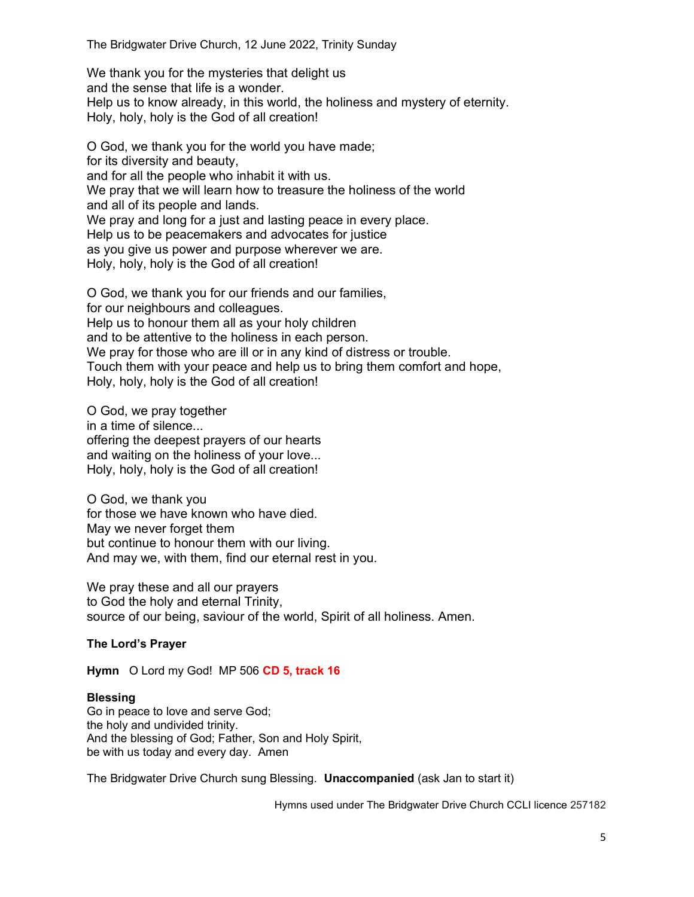We thank you for the mysteries that delight us
and the sense that life is a wonder.
Help us to know already, in this world, the holiness and mystery of eternity.
Holy, holy, holy is the God of all creation!

O God, we thank you for the world you have made;
for its diversity and beauty,
and for all the people who inhabit it with us.
We pray that we will learn how to treasure the holiness of the world
and all of its people and lands.
We pray and long for a just and lasting peace in every place.
Help us to be peacemakers and advocates for justice
as you give us power and purpose wherever we are.
Holy, holy, holy is the God of all creation!

O God, we thank you for our friends and our families,
for our neighbours and colleagues.
Help us to honour them all as your holy children
and to be attentive to the holiness in each person.
We pray for those who are ill or in any kind of distress or trouble.
Touch them with your peace and help us to bring them comfort and hope,
Holy, holy, holy is the God of all creation!

O God, we pray together
in a time of silence...
offering the deepest prayers of our hearts
and waiting on the holiness of your love...
Holy, holy, holy is the God of all creation!

O God, we thank you
for those we have known who have died.
May we never forget them
but continue to honour them with our living.
And may we, with them, find our eternal rest in you.

We pray these and all our prayers
to God the holy and eternal Trinity,
source of our being, saviour of the world, Spirit of all holiness. Amen.

**The Lord's Prayer**

**Hymn** O Lord my God! MP 506 **CD 5, track 16**

**Blessing**
Go in peace to love and serve God;
the holy and undivided trinity.
And the blessing of God; Father, Son and Holy Spirit,
be with us today and every day. Amen

The Bridgwater Drive Church sung Blessing. **Unaccompanied** (ask Jan to start it)

Hymns used under The Bridgwater Drive Church CCLI licence 257182